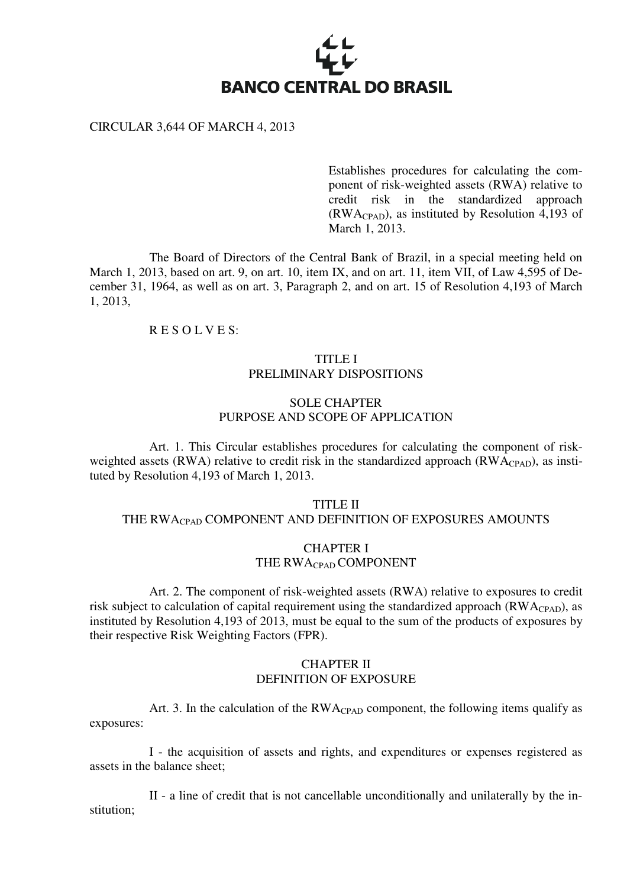BANCO CENTRAL DO BRASIL

CIRCULAR 3,644 OF MARCH 4, 2013

> Establishes procedures for calculating the component of risk-weighted assets (RWA) relative to credit risk in the standardized approach ($RWA_{CPAD}$), as instituted by Resolution 4,193 of March 1, 2013.

The Board of Directors of the Central Bank of Brazil, in a special meeting held on March 1, 2013, based on art. 9, on art. 10, item IX, and on art. 11, item VII, of Law 4,595 of December 31, 1964, as well as on art. 3, Paragraph 2, and on art. 15 of Resolution 4,193 of March 1, 2013,

R E S O L V E S:

## TITLE I
## PRELIMINARY DISPOSITIONS

### SOLE CHAPTER
### PURPOSE AND SCOPE OF APPLICATION

Art. 1. This Circular establishes procedures for calculating the component of risk-weighted assets (RWA) relative to credit risk in the standardized approach ($RWA_{CPAD}$), as instituted by Resolution 4,193 of March 1, 2013.

## TITLE II
## THE $RWA_{CPAD}$ COMPONENT AND DEFINITION OF EXPOSURES AMOUNTS

### CHAPTER I
### THE $RWA_{CPAD}$ COMPONENT

Art. 2. The component of risk-weighted assets (RWA) relative to exposures to credit risk subject to calculation of capital requirement using the standardized approach ($RWA_{CPAD}$), as instituted by Resolution 4,193 of 2013, must be equal to the sum of the products of exposures by their respective Risk Weighting Factors (FPR).

### CHAPTER II
### DEFINITION OF EXPOSURE

Art. 3. In the calculation of the $RWA_{CPAD}$ component, the following items qualify as exposures:

I - the acquisition of assets and rights, and expenditures or expenses registered as assets in the balance sheet;

II - a line of credit that is not cancellable unconditionally and unilaterally by the institution;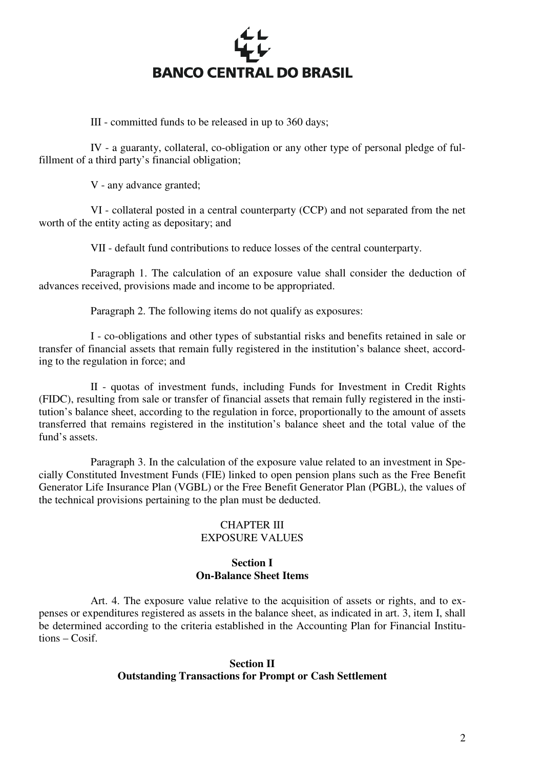III - committed funds to be released in up to 360 days;

IV - a guaranty, collateral, co-obligation or any other type of personal pledge of fulfillment of a third party's financial obligation;

V - any advance granted;

VI - collateral posted in a central counterparty (CCP) and not separated from the net worth of the entity acting as depositary; and

VII - default fund contributions to reduce losses of the central counterparty.

Paragraph 1. The calculation of an exposure value shall consider the deduction of advances received, provisions made and income to be appropriated.

Paragraph 2. The following items do not qualify as exposures:

I - co-obligations and other types of substantial risks and benefits retained in sale or transfer of financial assets that remain fully registered in the institution's balance sheet, according to the regulation in force; and

II - quotas of investment funds, including Funds for Investment in Credit Rights (FIDC), resulting from sale or transfer of financial assets that remain fully registered in the institution's balance sheet, according to the regulation in force, proportionally to the amount of assets transferred that remains registered in the institution's balance sheet and the total value of the fund's assets.

Paragraph 3. In the calculation of the exposure value related to an investment in Specially Constituted Investment Funds (FIE) linked to open pension plans such as the Free Benefit Generator Life Insurance Plan (VGBL) or the Free Benefit Generator Plan (PGBL), the values of the technical provisions pertaining to the plan must be deducted.

## CHAPTER III
## EXPOSURE VALUES

### Section I
### On-Balance Sheet Items

Art. 4. The exposure value relative to the acquisition of assets or rights, and to expenses or expenditures registered as assets in the balance sheet, as indicated in art. 3, item I, shall be determined according to the criteria established in the Accounting Plan for Financial Institutions – Cosif.

### Section II
### Outstanding Transactions for Prompt or Cash Settlement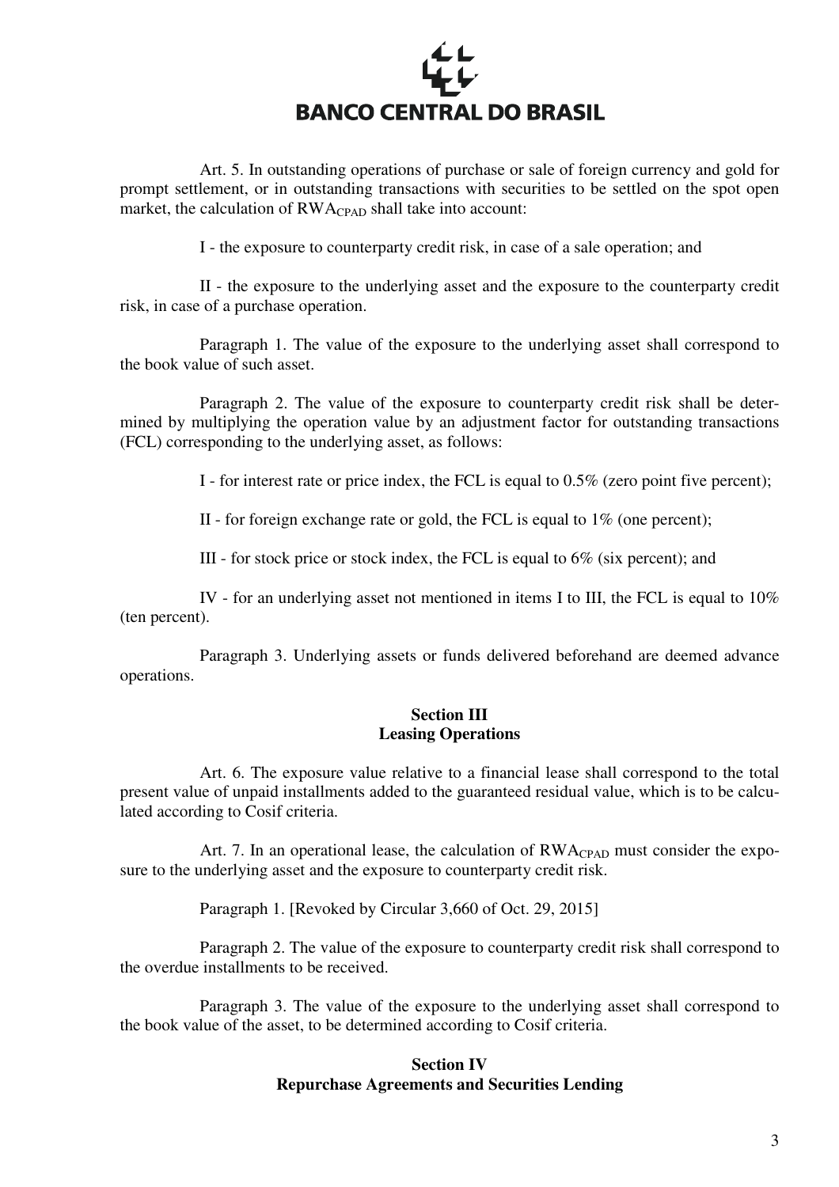Art. 5. In outstanding operations of purchase or sale of foreign currency and gold for prompt settlement, or in outstanding transactions with securities to be settled on the spot open market, the calculation of $RWA_{CPAD}$ shall take into account:

I - the exposure to counterparty credit risk, in case of a sale operation; and

II - the exposure to the underlying asset and the exposure to the counterparty credit risk, in case of a purchase operation.

Paragraph 1. The value of the exposure to the underlying asset shall correspond to the book value of such asset.

Paragraph 2. The value of the exposure to counterparty credit risk shall be determined by multiplying the operation value by an adjustment factor for outstanding transactions (FCL) corresponding to the underlying asset, as follows:

I - for interest rate or price index, the FCL is equal to 0.5% (zero point five percent);

II - for foreign exchange rate or gold, the FCL is equal to 1% (one percent);

III - for stock price or stock index, the FCL is equal to 6% (six percent); and

IV - for an underlying asset not mentioned in items I to III, the FCL is equal to 10% (ten percent).

Paragraph 3. Underlying assets or funds delivered beforehand are deemed advance operations.

## Section III
## Leasing Operations

Art. 6. The exposure value relative to a financial lease shall correspond to the total present value of unpaid installments added to the guaranteed residual value, which is to be calculated according to Cosif criteria.

Art. 7. In an operational lease, the calculation of $RWA_{CPAD}$ must consider the exposure to the underlying asset and the exposure to counterparty credit risk.

Paragraph 1. [Revoked by Circular 3,660 of Oct. 29, 2015]

Paragraph 2. The value of the exposure to counterparty credit risk shall correspond to the overdue installments to be received.

Paragraph 3. The value of the exposure to the underlying asset shall correspond to the book value of the asset, to be determined according to Cosif criteria.

## Section IV
## Repurchase Agreements and Securities Lending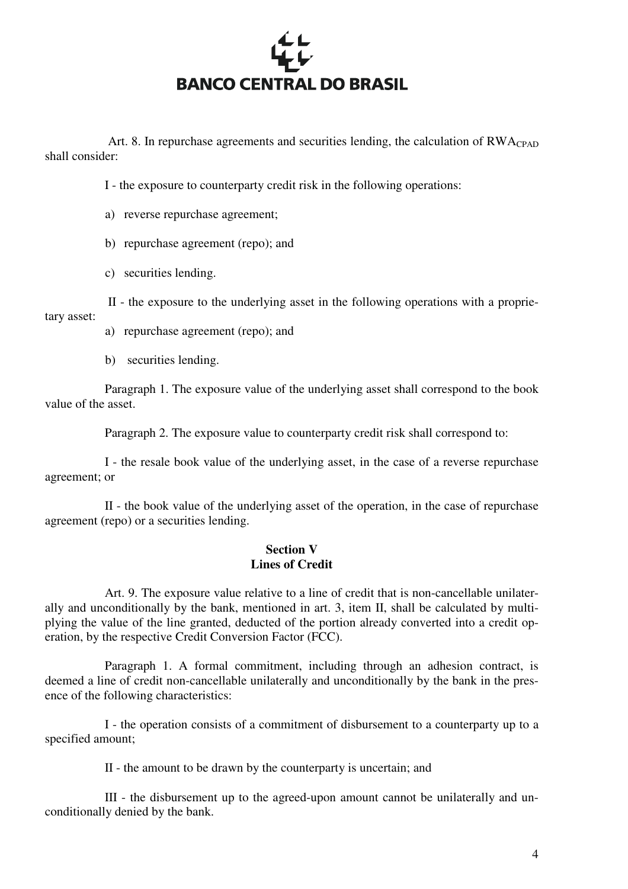Art. 8. In repurchase agreements and securities lending, the calculation of $RWA_{CPAD}$ shall consider:

I - the exposure to counterparty credit risk in the following operations:

a) reverse repurchase agreement;

b) repurchase agreement (repo); and

c) securities lending.

II - the exposure to the underlying asset in the following operations with a proprietary asset:

a) repurchase agreement (repo); and

b) securities lending.

Paragraph 1. The exposure value of the underlying asset shall correspond to the book value of the asset.

Paragraph 2. The exposure value to counterparty credit risk shall correspond to:

I - the resale book value of the underlying asset, in the case of a reverse repurchase agreement; or

II - the book value of the underlying asset of the operation, in the case of repurchase agreement (repo) or a securities lending.

## Section V
## Lines of Credit

Art. 9. The exposure value relative to a line of credit that is non-cancellable unilaterally and unconditionally by the bank, mentioned in art. 3, item II, shall be calculated by multiplying the value of the line granted, deducted of the portion already converted into a credit operation, by the respective Credit Conversion Factor (FCC).

Paragraph 1. A formal commitment, including through an adhesion contract, is deemed a line of credit non-cancellable unilaterally and unconditionally by the bank in the presence of the following characteristics:

I - the operation consists of a commitment of disbursement to a counterparty up to a specified amount;

II - the amount to be drawn by the counterparty is uncertain; and

III - the disbursement up to the agreed-upon amount cannot be unilaterally and unconditionally denied by the bank.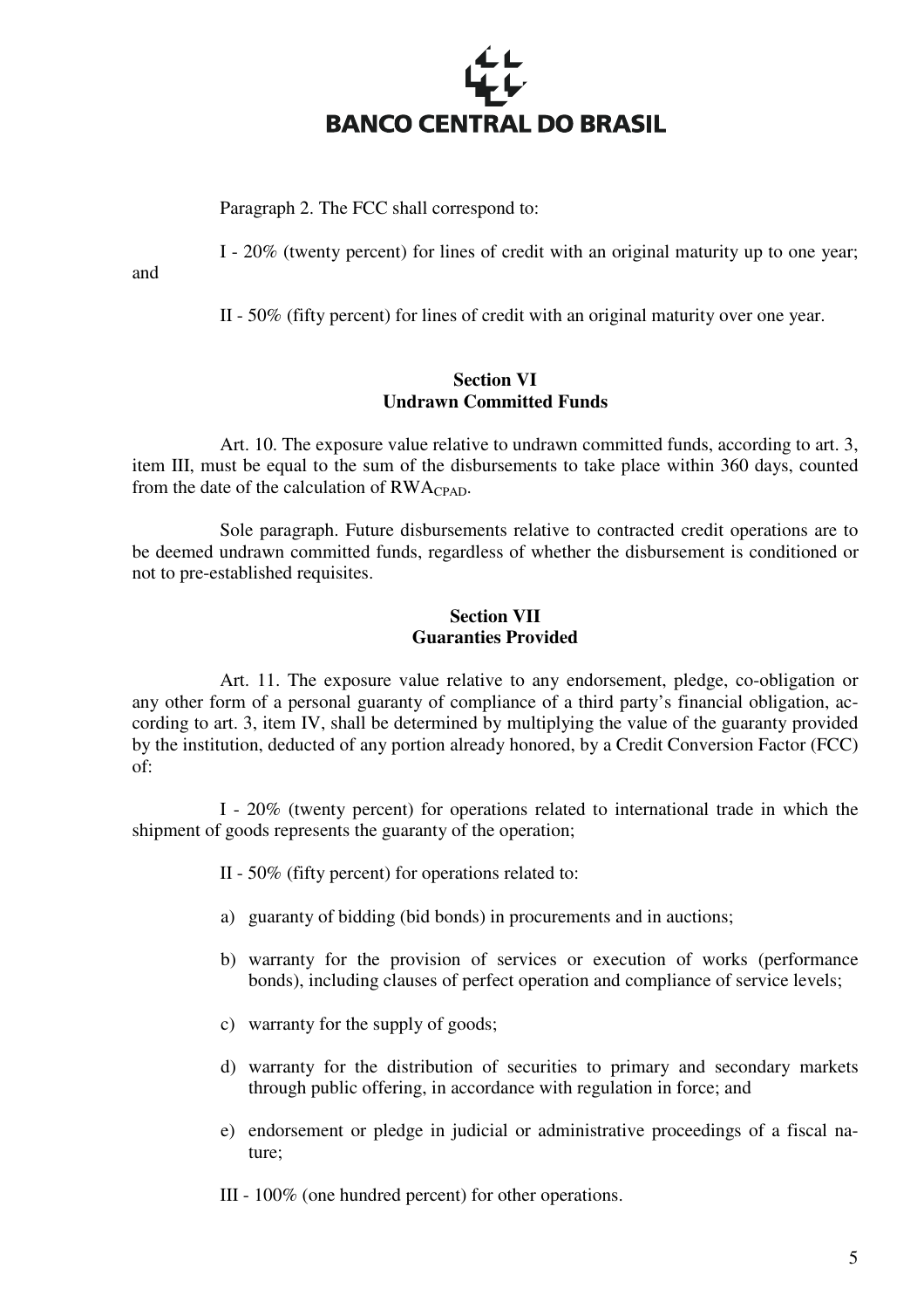Paragraph 2. The FCC shall correspond to:

I - 20% (twenty percent) for lines of credit with an original maturity up to one year; and

II - 50% (fifty percent) for lines of credit with an original maturity over one year.

## Section VI
## Undrawn Committed Funds

Art. 10. The exposure value relative to undrawn committed funds, according to art. 3, item III, must be equal to the sum of the disbursements to take place within 360 days, counted from the date of the calculation of $RWA_{CPAD}$.

Sole paragraph. Future disbursements relative to contracted credit operations are to be deemed undrawn committed funds, regardless of whether the disbursement is conditioned or not to pre-established requisites.

## Section VII
## Guaranties Provided

Art. 11. The exposure value relative to any endorsement, pledge, co-obligation or any other form of a personal guaranty of compliance of a third party's financial obligation, according to art. 3, item IV, shall be determined by multiplying the value of the guaranty provided by the institution, deducted of any portion already honored, by a Credit Conversion Factor (FCC) of:

I - 20% (twenty percent) for operations related to international trade in which the shipment of goods represents the guaranty of the operation;

II - 50% (fifty percent) for operations related to:

a) guaranty of bidding (bid bonds) in procurements and in auctions;

b) warranty for the provision of services or execution of works (performance bonds), including clauses of perfect operation and compliance of service levels;

c) warranty for the supply of goods;

d) warranty for the distribution of securities to primary and secondary markets through public offering, in accordance with regulation in force; and

e) endorsement or pledge in judicial or administrative proceedings of a fiscal nature;

III - 100% (one hundred percent) for other operations.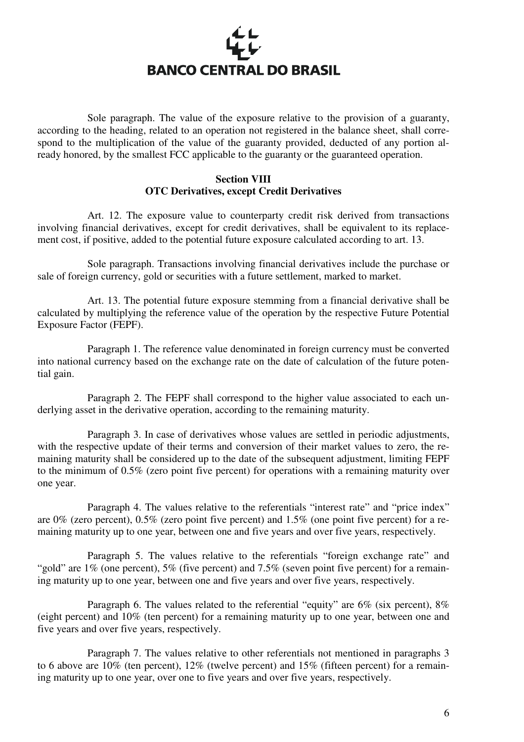Sole paragraph. The value of the exposure relative to the provision of a guaranty, according to the heading, related to an operation not registered in the balance sheet, shall correspond to the multiplication of the value of the guaranty provided, deducted of any portion already honored, by the smallest FCC applicable to the guaranty or the guaranteed operation.

## Section VIII
## OTC Derivatives, except Credit Derivatives

Art. 12. The exposure value to counterparty credit risk derived from transactions involving financial derivatives, except for credit derivatives, shall be equivalent to its replacement cost, if positive, added to the potential future exposure calculated according to art. 13.

Sole paragraph. Transactions involving financial derivatives include the purchase or sale of foreign currency, gold or securities with a future settlement, marked to market.

Art. 13. The potential future exposure stemming from a financial derivative shall be calculated by multiplying the reference value of the operation by the respective Future Potential Exposure Factor (FEPF).

Paragraph 1. The reference value denominated in foreign currency must be converted into national currency based on the exchange rate on the date of calculation of the future potential gain.

Paragraph 2. The FEPF shall correspond to the higher value associated to each underlying asset in the derivative operation, according to the remaining maturity.

Paragraph 3. In case of derivatives whose values are settled in periodic adjustments, with the respective update of their terms and conversion of their market values to zero, the remaining maturity shall be considered up to the date of the subsequent adjustment, limiting FEPF to the minimum of 0.5% (zero point five percent) for operations with a remaining maturity over one year.

Paragraph 4. The values relative to the referentials "interest rate" and "price index" are 0% (zero percent), 0.5% (zero point five percent) and 1.5% (one point five percent) for a remaining maturity up to one year, between one and five years and over five years, respectively.

Paragraph 5. The values relative to the referentials "foreign exchange rate" and "gold" are 1% (one percent), 5% (five percent) and 7.5% (seven point five percent) for a remaining maturity up to one year, between one and five years and over five years, respectively.

Paragraph 6. The values related to the referential "equity" are 6% (six percent), 8% (eight percent) and 10% (ten percent) for a remaining maturity up to one year, between one and five years and over five years, respectively.

Paragraph 7. The values relative to other referentials not mentioned in paragraphs 3 to 6 above are 10% (ten percent), 12% (twelve percent) and 15% (fifteen percent) for a remaining maturity up to one year, over one to five years and over five years, respectively.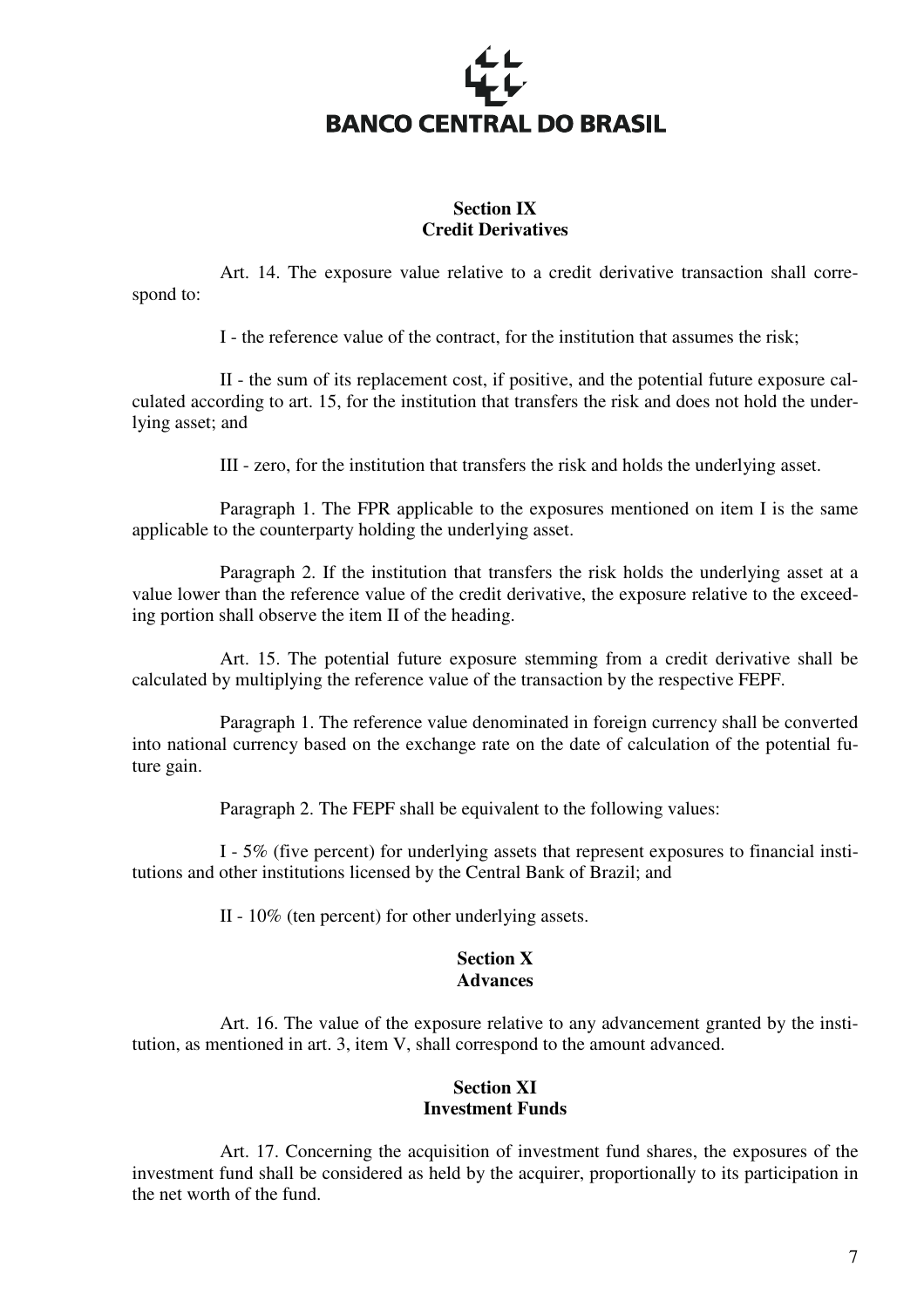## Section IX
## Credit Derivatives

Art. 14. The exposure value relative to a credit derivative transaction shall correspond to:

I - the reference value of the contract, for the institution that assumes the risk;

II - the sum of its replacement cost, if positive, and the potential future exposure calculated according to art. 15, for the institution that transfers the risk and does not hold the underlying asset; and

III - zero, for the institution that transfers the risk and holds the underlying asset.

Paragraph 1. The FPR applicable to the exposures mentioned on item I is the same applicable to the counterparty holding the underlying asset.

Paragraph 2. If the institution that transfers the risk holds the underlying asset at a value lower than the reference value of the credit derivative, the exposure relative to the exceeding portion shall observe the item II of the heading.

Art. 15. The potential future exposure stemming from a credit derivative shall be calculated by multiplying the reference value of the transaction by the respective FEPF.

Paragraph 1. The reference value denominated in foreign currency shall be converted into national currency based on the exchange rate on the date of calculation of the potential future gain.

Paragraph 2. The FEPF shall be equivalent to the following values:

I - 5% (five percent) for underlying assets that represent exposures to financial institutions and other institutions licensed by the Central Bank of Brazil; and

II - 10% (ten percent) for other underlying assets.

## Section X
## Advances

Art. 16. The value of the exposure relative to any advancement granted by the institution, as mentioned in art. 3, item V, shall correspond to the amount advanced.

## Section XI
## Investment Funds

Art. 17. Concerning the acquisition of investment fund shares, the exposures of the investment fund shall be considered as held by the acquirer, proportionally to its participation in the net worth of the fund.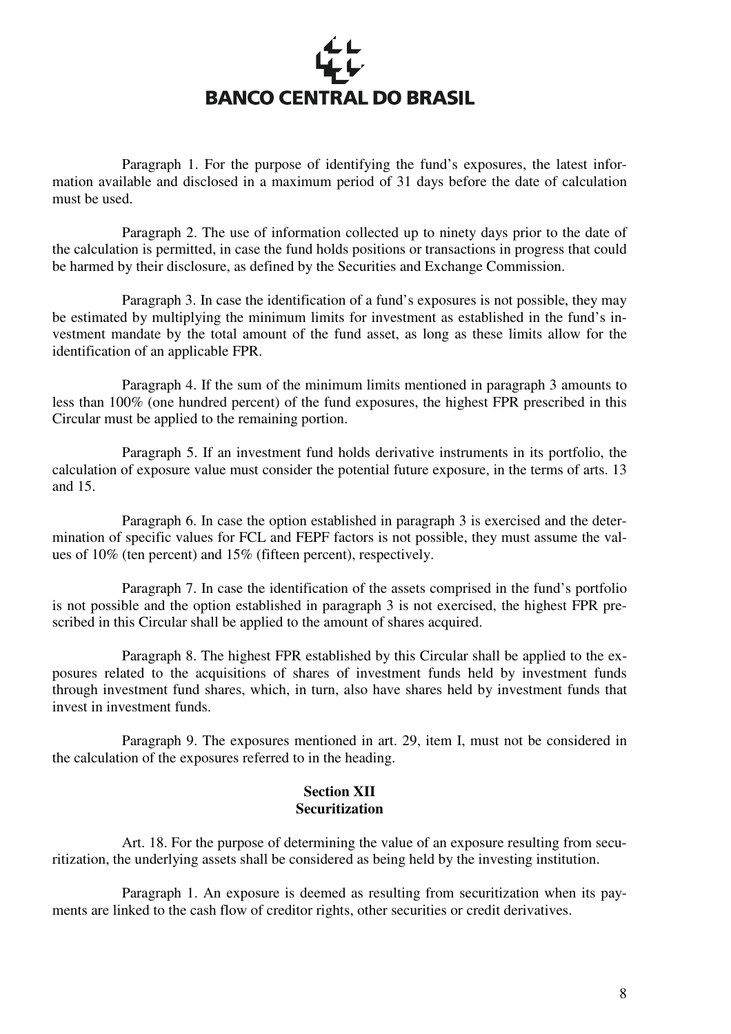Paragraph 1. For the purpose of identifying the fund's exposures, the latest information available and disclosed in a maximum period of 31 days before the date of calculation must be used.

Paragraph 2. The use of information collected up to ninety days prior to the date of the calculation is permitted, in case the fund holds positions or transactions in progress that could be harmed by their disclosure, as defined by the Securities and Exchange Commission.

Paragraph 3. In case the identification of a fund's exposures is not possible, they may be estimated by multiplying the minimum limits for investment as established in the fund's investment mandate by the total amount of the fund asset, as long as these limits allow for the identification of an applicable FPR.

Paragraph 4. If the sum of the minimum limits mentioned in paragraph 3 amounts to less than 100% (one hundred percent) of the fund exposures, the highest FPR prescribed in this Circular must be applied to the remaining portion.

Paragraph 5. If an investment fund holds derivative instruments in its portfolio, the calculation of exposure value must consider the potential future exposure, in the terms of arts. 13 and 15.

Paragraph 6. In case the option established in paragraph 3 is exercised and the determination of specific values for FCL and FEPF factors is not possible, they must assume the values of 10% (ten percent) and 15% (fifteen percent), respectively.

Paragraph 7. In case the identification of the assets comprised in the fund's portfolio is not possible and the option established in paragraph 3 is not exercised, the highest FPR prescribed in this Circular shall be applied to the amount of shares acquired.

Paragraph 8. The highest FPR established by this Circular shall be applied to the exposures related to the acquisitions of shares of investment funds held by investment funds through investment fund shares, which, in turn, also have shares held by investment funds that invest in investment funds.

Paragraph 9. The exposures mentioned in art. 29, item I, must not be considered in the calculation of the exposures referred to in the heading.

## Section XII
## Securitization

Art. 18. For the purpose of determining the value of an exposure resulting from securitization, the underlying assets shall be considered as being held by the investing institution.

Paragraph 1. An exposure is deemed as resulting from securitization when its payments are linked to the cash flow of creditor rights, other securities or credit derivatives.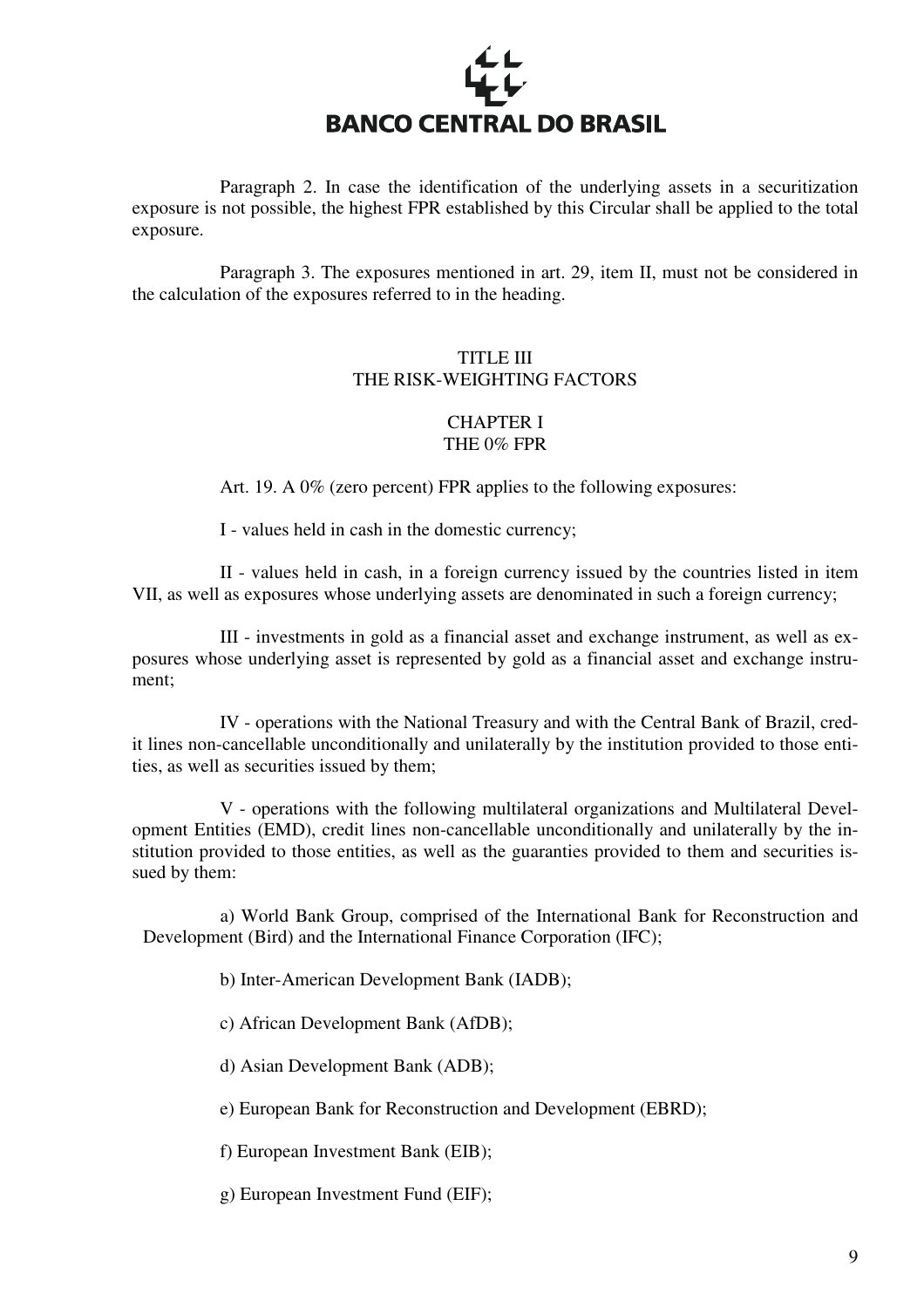Paragraph 2. In case the identification of the underlying assets in a securitization exposure is not possible, the highest FPR established by this Circular shall be applied to the total exposure.

Paragraph 3. The exposures mentioned in art. 29, item II, must not be considered in the calculation of the exposures referred to in the heading.

## TITLE III
## THE RISK-WEIGHTING FACTORS

### CHAPTER I
### THE 0% FPR

Art. 19. A 0% (zero percent) FPR applies to the following exposures:

I - values held in cash in the domestic currency;

II - values held in cash, in a foreign currency issued by the countries listed in item VII, as well as exposures whose underlying assets are denominated in such a foreign currency;

III - investments in gold as a financial asset and exchange instrument, as well as exposures whose underlying asset is represented by gold as a financial asset and exchange instrument;

IV - operations with the National Treasury and with the Central Bank of Brazil, credit lines non-cancellable unconditionally and unilaterally by the institution provided to those entities, as well as securities issued by them;

V - operations with the following multilateral organizations and Multilateral Development Entities (EMD), credit lines non-cancellable unconditionally and unilaterally by the institution provided to those entities, as well as the guaranties provided to them and securities issued by them:

a) World Bank Group, comprised of the International Bank for Reconstruction and Development (Bird) and the International Finance Corporation (IFC);

b) Inter-American Development Bank (IADB);

c) African Development Bank (AfDB);

d) Asian Development Bank (ADB);

e) European Bank for Reconstruction and Development (EBRD);

f) European Investment Bank (EIB);

g) European Investment Fund (EIF);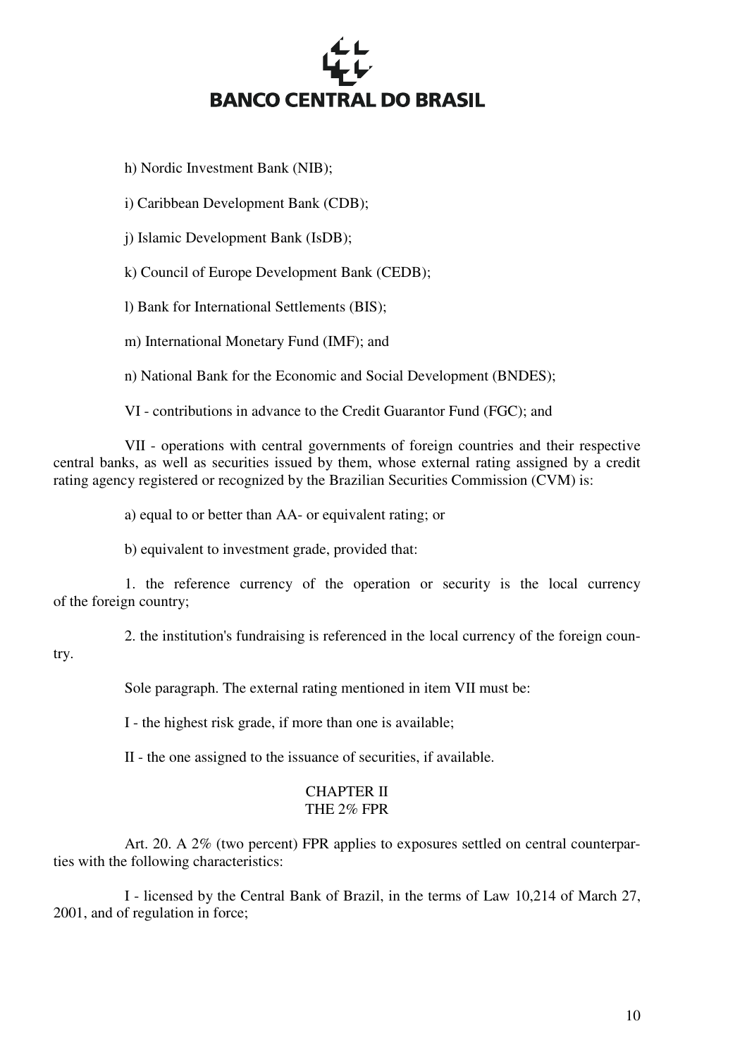h) Nordic Investment Bank (NIB);

i) Caribbean Development Bank (CDB);

j) Islamic Development Bank (IsDB);

k) Council of Europe Development Bank (CEDB);

l) Bank for International Settlements (BIS);

m) International Monetary Fund (IMF); and

n) National Bank for the Economic and Social Development (BNDES);

VI - contributions in advance to the Credit Guarantor Fund (FGC); and

VII - operations with central governments of foreign countries and their respective central banks, as well as securities issued by them, whose external rating assigned by a credit rating agency registered or recognized by the Brazilian Securities Commission (CVM) is:

a) equal to or better than AA- or equivalent rating; or

b) equivalent to investment grade, provided that:

1. the reference currency of the operation or security is the local currency of the foreign country;

2. the institution's fundraising is referenced in the local currency of the foreign country.

Sole paragraph. The external rating mentioned in item VII must be:

I - the highest risk grade, if more than one is available;

II - the one assigned to the issuance of securities, if available.

## CHAPTER II
## THE 2% FPR

Art. 20. A 2% (two percent) FPR applies to exposures settled on central counterparties with the following characteristics:

I - licensed by the Central Bank of Brazil, in the terms of Law 10,214 of March 27, 2001, and of regulation in force;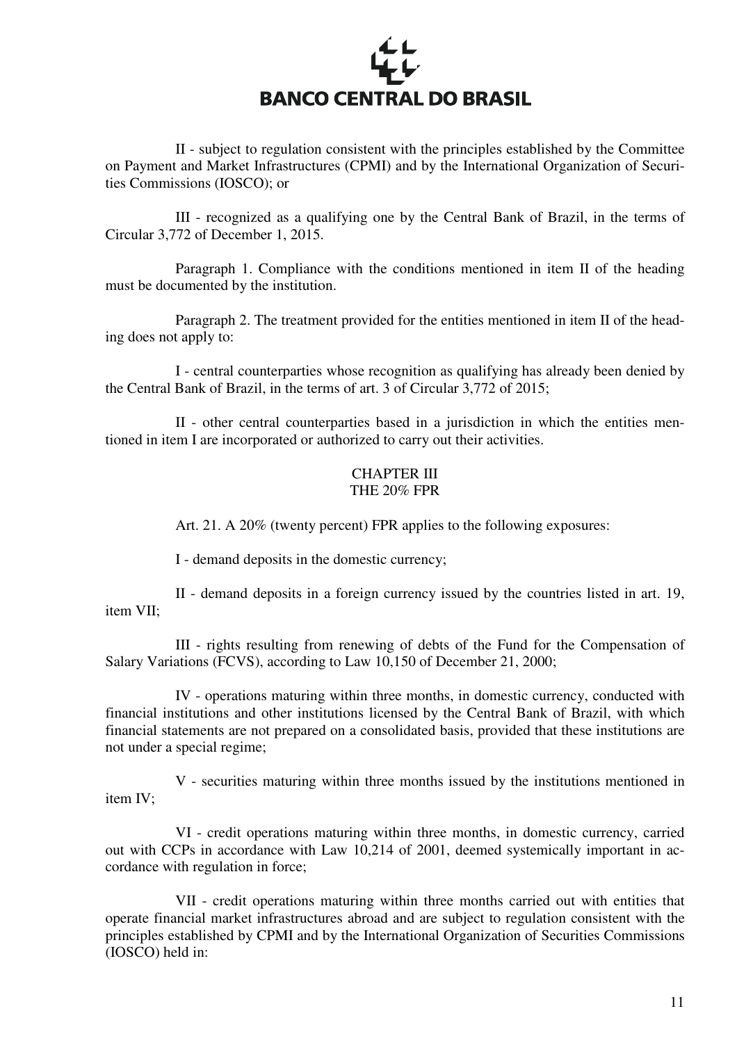II - subject to regulation consistent with the principles established by the Committee on Payment and Market Infrastructures (CPMI) and by the International Organization of Securities Commissions (IOSCO); or

III - recognized as a qualifying one by the Central Bank of Brazil, in the terms of Circular 3,772 of December 1, 2015.

Paragraph 1. Compliance with the conditions mentioned in item II of the heading must be documented by the institution.

Paragraph 2. The treatment provided for the entities mentioned in item II of the heading does not apply to:

I - central counterparties whose recognition as qualifying has already been denied by the Central Bank of Brazil, in the terms of art. 3 of Circular 3,772 of 2015;

II - other central counterparties based in a jurisdiction in which the entities mentioned in item I are incorporated or authorized to carry out their activities.

## CHAPTER III
## THE 20% FPR

Art. 21. A 20% (twenty percent) FPR applies to the following exposures:

I - demand deposits in the domestic currency;

II - demand deposits in a foreign currency issued by the countries listed in art. 19, item VII;

III - rights resulting from renewing of debts of the Fund for the Compensation of Salary Variations (FCVS), according to Law 10,150 of December 21, 2000;

IV - operations maturing within three months, in domestic currency, conducted with financial institutions and other institutions licensed by the Central Bank of Brazil, with which financial statements are not prepared on a consolidated basis, provided that these institutions are not under a special regime;

V - securities maturing within three months issued by the institutions mentioned in item IV;

VI - credit operations maturing within three months, in domestic currency, carried out with CCPs in accordance with Law 10,214 of 2001, deemed systemically important in accordance with regulation in force;

VII - credit operations maturing within three months carried out with entities that operate financial market infrastructures abroad and are subject to regulation consistent with the principles established by CPMI and by the International Organization of Securities Commissions (IOSCO) held in: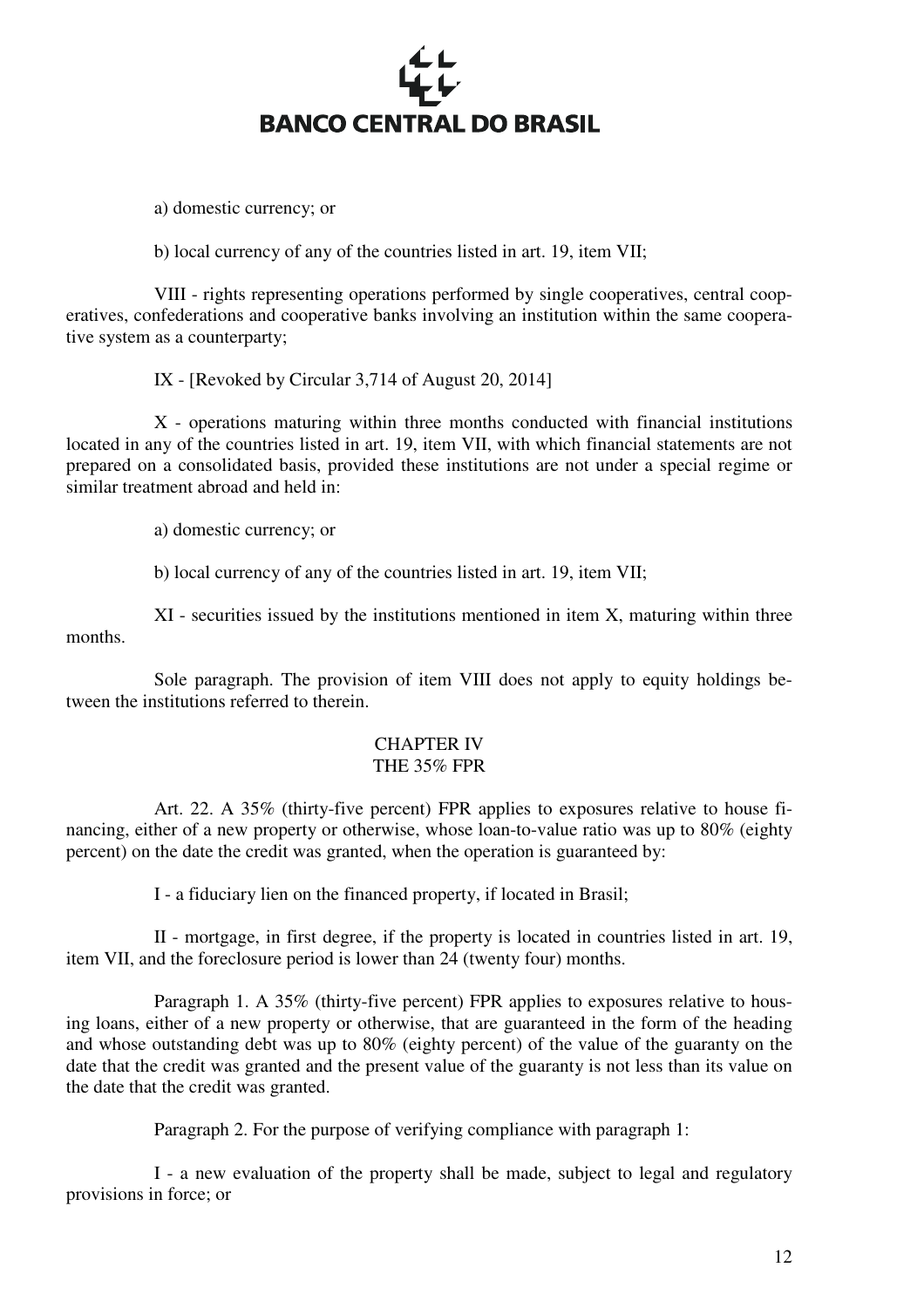a) domestic currency; or

b) local currency of any of the countries listed in art. 19, item VII;

VIII - rights representing operations performed by single cooperatives, central cooperatives, confederations and cooperative banks involving an institution within the same cooperative system as a counterparty;

IX - [Revoked by Circular 3,714 of August 20, 2014]

X - operations maturing within three months conducted with financial institutions located in any of the countries listed in art. 19, item VII, with which financial statements are not prepared on a consolidated basis, provided these institutions are not under a special regime or similar treatment abroad and held in:

a) domestic currency; or

b) local currency of any of the countries listed in art. 19, item VII;

XI - securities issued by the institutions mentioned in item X, maturing within three months.

Sole paragraph. The provision of item VIII does not apply to equity holdings between the institutions referred to therein.

## CHAPTER IV
## THE 35% FPR

Art. 22. A 35% (thirty-five percent) FPR applies to exposures relative to house financing, either of a new property or otherwise, whose loan-to-value ratio was up to 80% (eighty percent) on the date the credit was granted, when the operation is guaranteed by:

I - a fiduciary lien on the financed property, if located in Brasil;

II - mortgage, in first degree, if the property is located in countries listed in art. 19, item VII, and the foreclosure period is lower than 24 (twenty four) months.

Paragraph 1. A 35% (thirty-five percent) FPR applies to exposures relative to housing loans, either of a new property or otherwise, that are guaranteed in the form of the heading and whose outstanding debt was up to 80% (eighty percent) of the value of the guaranty on the date that the credit was granted and the present value of the guaranty is not less than its value on the date that the credit was granted.

Paragraph 2. For the purpose of verifying compliance with paragraph 1:

I - a new evaluation of the property shall be made, subject to legal and regulatory provisions in force; or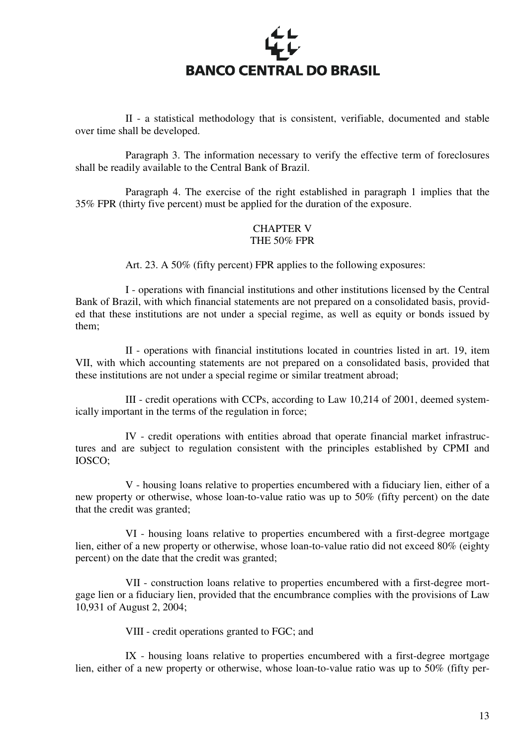II - a statistical methodology that is consistent, verifiable, documented and stable over time shall be developed.

Paragraph 3. The information necessary to verify the effective term of foreclosures shall be readily available to the Central Bank of Brazil.

Paragraph 4. The exercise of the right established in paragraph 1 implies that the 35% FPR (thirty five percent) must be applied for the duration of the exposure.

## CHAPTER V
## THE 50% FPR

Art. 23. A 50% (fifty percent) FPR applies to the following exposures:

I - operations with financial institutions and other institutions licensed by the Central Bank of Brazil, with which financial statements are not prepared on a consolidated basis, provided that these institutions are not under a special regime, as well as equity or bonds issued by them;

II - operations with financial institutions located in countries listed in art. 19, item VII, with which accounting statements are not prepared on a consolidated basis, provided that these institutions are not under a special regime or similar treatment abroad;

III - credit operations with CCPs, according to Law 10,214 of 2001, deemed systemically important in the terms of the regulation in force;

IV - credit operations with entities abroad that operate financial market infrastructures and are subject to regulation consistent with the principles established by CPMI and IOSCO;

V - housing loans relative to properties encumbered with a fiduciary lien, either of a new property or otherwise, whose loan-to-value ratio was up to 50% (fifty percent) on the date that the credit was granted;

VI - housing loans relative to properties encumbered with a first-degree mortgage lien, either of a new property or otherwise, whose loan-to-value ratio did not exceed 80% (eighty percent) on the date that the credit was granted;

VII - construction loans relative to properties encumbered with a first-degree mortgage lien or a fiduciary lien, provided that the encumbrance complies with the provisions of Law 10,931 of August 2, 2004;

VIII - credit operations granted to FGC; and

IX - housing loans relative to properties encumbered with a first-degree mortgage lien, either of a new property or otherwise, whose loan-to-value ratio was up to 50% (fifty per-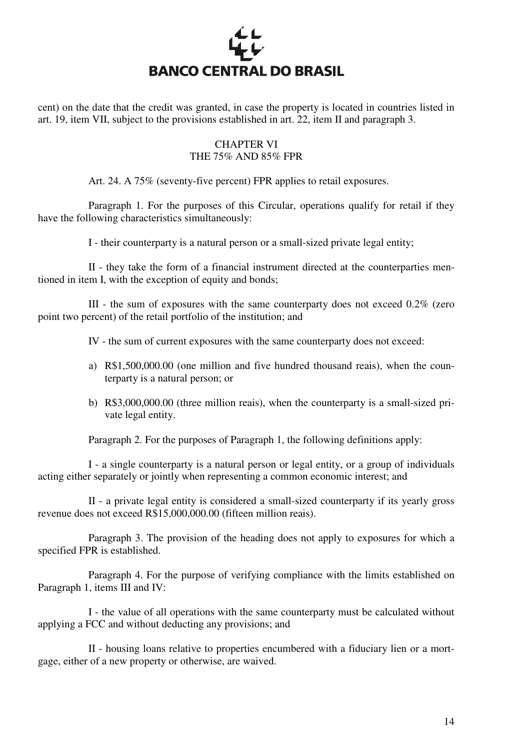cent) on the date that the credit was granted, in case the property is located in countries listed in art. 19, item VII, subject to the provisions established in art. 22, item II and paragraph 3.

## CHAPTER VI
## THE 75% AND 85% FPR

Art. 24. A 75% (seventy-five percent) FPR applies to retail exposures.

Paragraph 1. For the purposes of this Circular, operations qualify for retail if they have the following characteristics simultaneously:

I - their counterparty is a natural person or a small-sized private legal entity;

II - they take the form of a financial instrument directed at the counterparties mentioned in item I, with the exception of equity and bonds;

III - the sum of exposures with the same counterparty does not exceed 0.2% (zero point two percent) of the retail portfolio of the institution; and

IV - the sum of current exposures with the same counterparty does not exceed:

a) R$1,500,000.00 (one million and five hundred thousand reais), when the counterparty is a natural person; or

b) R$3,000,000.00 (three million reais), when the counterparty is a small-sized private legal entity.

Paragraph 2. For the purposes of Paragraph 1, the following definitions apply:

I - a single counterparty is a natural person or legal entity, or a group of individuals acting either separately or jointly when representing a common economic interest; and

II - a private legal entity is considered a small-sized counterparty if its yearly gross revenue does not exceed R$15,000,000.00 (fifteen million reais).

Paragraph 3. The provision of the heading does not apply to exposures for which a specified FPR is established.

Paragraph 4. For the purpose of verifying compliance with the limits established on Paragraph 1, items III and IV:

I - the value of all operations with the same counterparty must be calculated without applying a FCC and without deducting any provisions; and

II - housing loans relative to properties encumbered with a fiduciary lien or a mortgage, either of a new property or otherwise, are waived.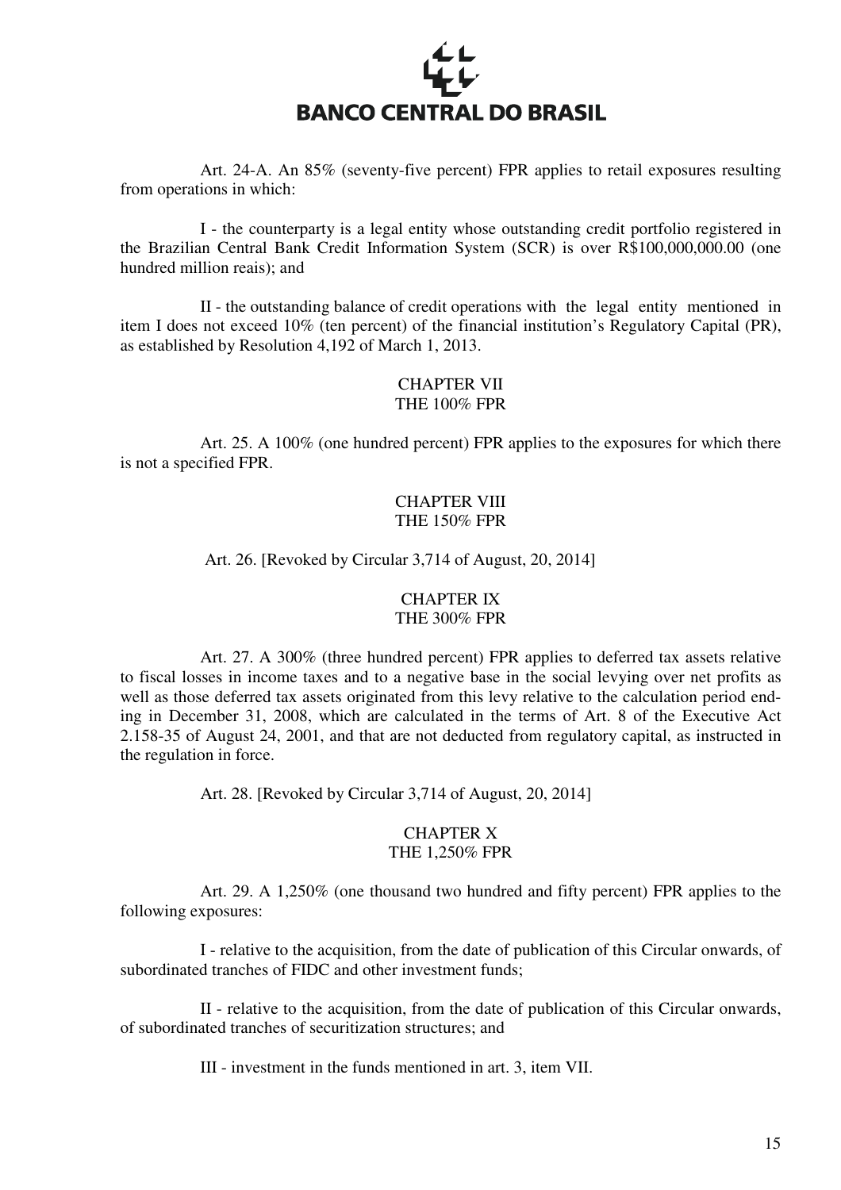Art. 24-A. An 85% (seventy-five percent) FPR applies to retail exposures resulting from operations in which:

I - the counterparty is a legal entity whose outstanding credit portfolio registered in the Brazilian Central Bank Credit Information System (SCR) is over R$100,000,000.00 (one hundred million reais); and

II - the outstanding balance of credit operations with the legal entity mentioned in item I does not exceed 10% (ten percent) of the financial institution's Regulatory Capital (PR), as established by Resolution 4,192 of March 1, 2013.

## CHAPTER VII
## THE 100% FPR

Art. 25. A 100% (one hundred percent) FPR applies to the exposures for which there is not a specified FPR.

## CHAPTER VIII
## THE 150% FPR

Art. 26. [Revoked by Circular 3,714 of August, 20, 2014]

## CHAPTER IX
## THE 300% FPR

Art. 27. A 300% (three hundred percent) FPR applies to deferred tax assets relative to fiscal losses in income taxes and to a negative base in the social levying over net profits as well as those deferred tax assets originated from this levy relative to the calculation period ending in December 31, 2008, which are calculated in the terms of Art. 8 of the Executive Act 2.158-35 of August 24, 2001, and that are not deducted from regulatory capital, as instructed in the regulation in force.

Art. 28. [Revoked by Circular 3,714 of August, 20, 2014]

## CHAPTER X
## THE 1,250% FPR

Art. 29. A 1,250% (one thousand two hundred and fifty percent) FPR applies to the following exposures:

I - relative to the acquisition, from the date of publication of this Circular onwards, of subordinated tranches of FIDC and other investment funds;

II - relative to the acquisition, from the date of publication of this Circular onwards, of subordinated tranches of securitization structures; and

III - investment in the funds mentioned in art. 3, item VII.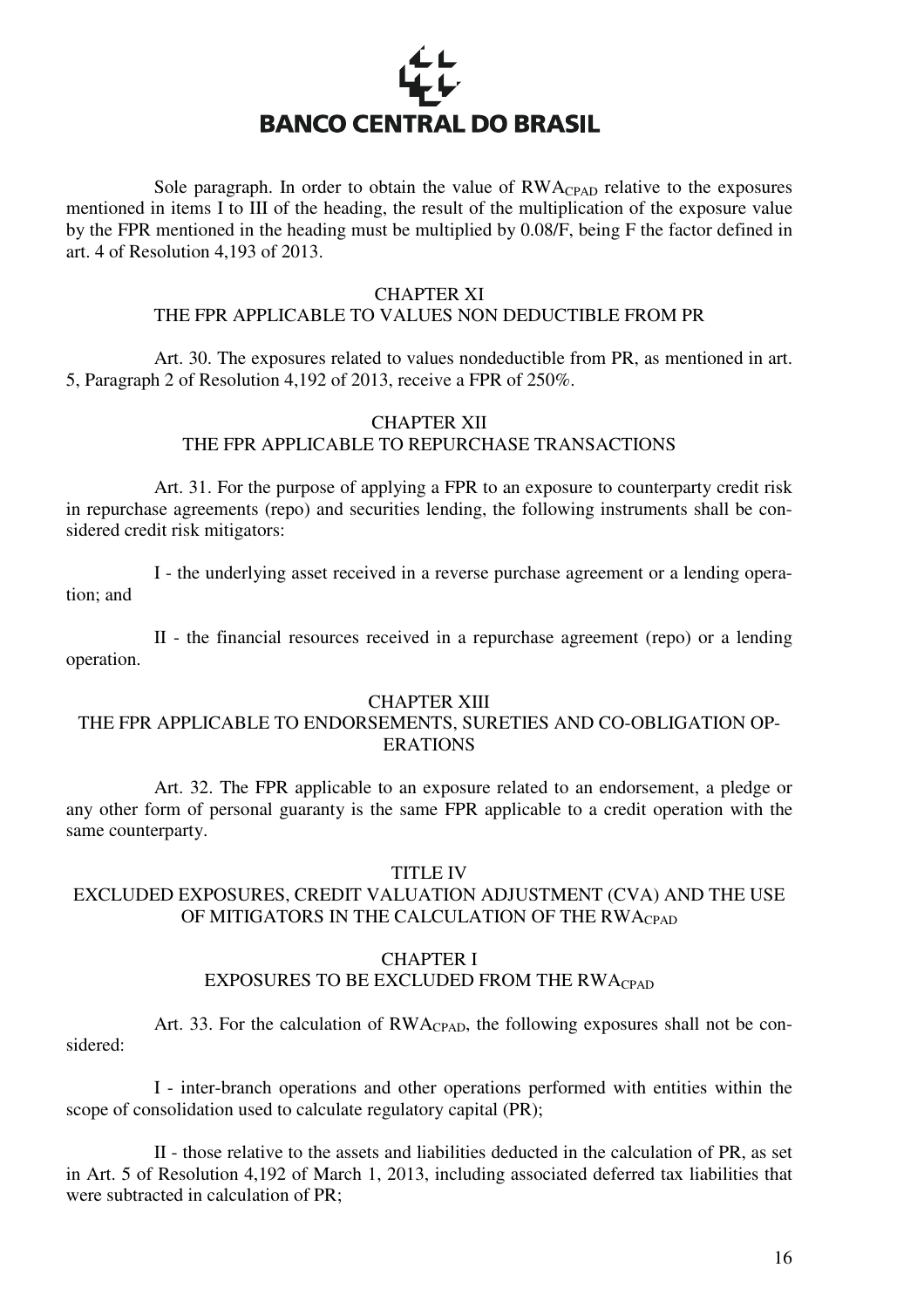Sole paragraph. In order to obtain the value of $RWA_{CPAD}$ relative to the exposures mentioned in items I to III of the heading, the result of the multiplication of the exposure value by the FPR mentioned in the heading must be multiplied by 0.08/F, being F the factor defined in art. 4 of Resolution 4,193 of 2013.

## CHAPTER XI
## THE FPR APPLICABLE TO VALUES NON DEDUCTIBLE FROM PR

Art. 30. The exposures related to values nondeductible from PR, as mentioned in art. 5, Paragraph 2 of Resolution 4,192 of 2013, receive a FPR of 250%.

## CHAPTER XII
## THE FPR APPLICABLE TO REPURCHASE TRANSACTIONS

Art. 31. For the purpose of applying a FPR to an exposure to counterparty credit risk in repurchase agreements (repo) and securities lending, the following instruments shall be considered credit risk mitigators:

I - the underlying asset received in a reverse purchase agreement or a lending operation; and

II - the financial resources received in a repurchase agreement (repo) or a lending operation.

## CHAPTER XIII
## THE FPR APPLICABLE TO ENDORSEMENTS, SURETIES AND CO-OBLIGATION OPERATIONS

Art. 32. The FPR applicable to an exposure related to an endorsement, a pledge or any other form of personal guaranty is the same FPR applicable to a credit operation with the same counterparty.

# TITLE IV
# EXCLUDED EXPOSURES, CREDIT VALUATION ADJUSTMENT (CVA) AND THE USE OF MITIGATORS IN THE CALCULATION OF THE $RWA_{CPAD}$

## CHAPTER I
## EXPOSURES TO BE EXCLUDED FROM THE $RWA_{CPAD}$

Art. 33. For the calculation of $RWA_{CPAD}$, the following exposures shall not be considered:

I - inter-branch operations and other operations performed with entities within the scope of consolidation used to calculate regulatory capital (PR);

II - those relative to the assets and liabilities deducted in the calculation of PR, as set in Art. 5 of Resolution 4,192 of March 1, 2013, including associated deferred tax liabilities that were subtracted in calculation of PR;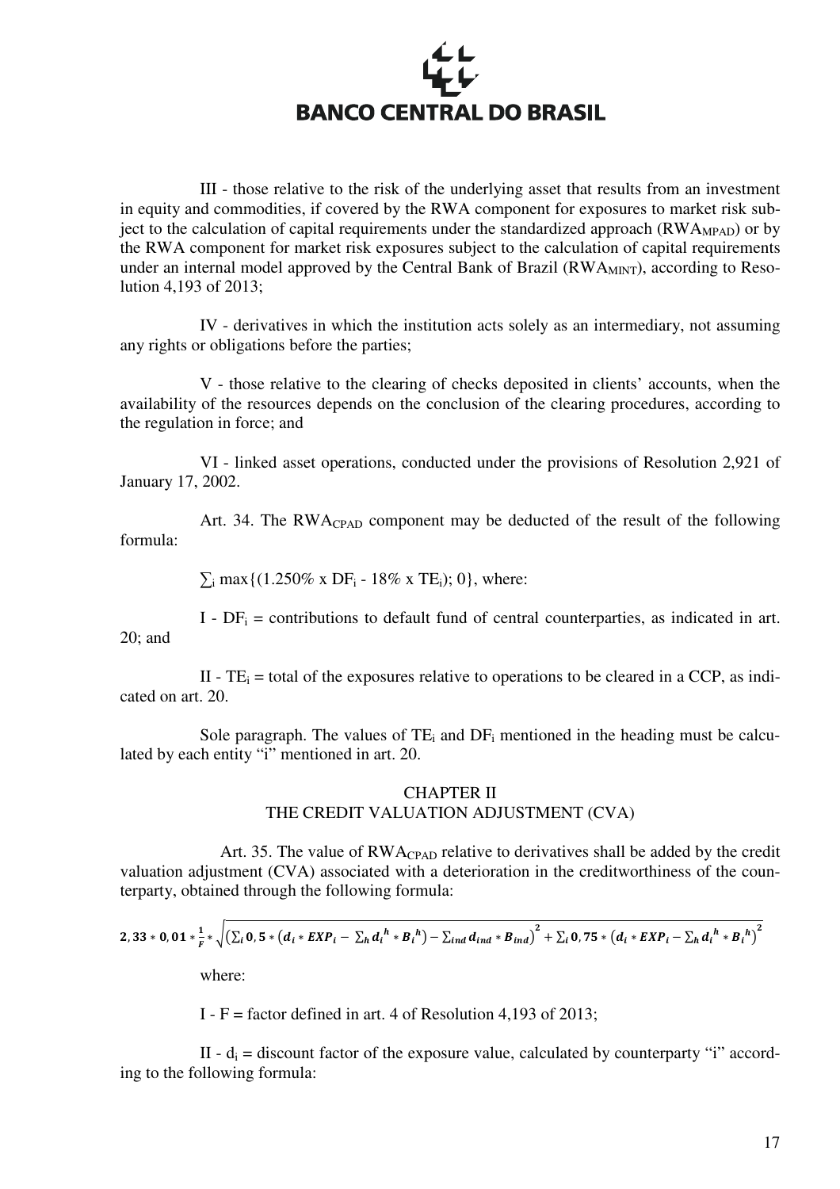III - those relative to the risk of the underlying asset that results from an investment in equity and commodities, if covered by the RWA component for exposures to market risk subject to the calculation of capital requirements under the standardized approach ($RWA_{MPAD}$) or by the RWA component for market risk exposures subject to the calculation of capital requirements under an internal model approved by the Central Bank of Brazil ($RWA_{MINT}$), according to Resolution 4,193 of 2013;

IV - derivatives in which the institution acts solely as an intermediary, not assuming any rights or obligations before the parties;

V - those relative to the clearing of checks deposited in clients' accounts, when the availability of the resources depends on the conclusion of the clearing procedures, according to the regulation in force; and

VI - linked asset operations, conducted under the provisions of Resolution 2,921 of January 17, 2002.

Art. 34. The $RWA_{CPAD}$ component may be deducted of the result of the following formula:

$\sum_i \max\{(1.250\% \times DF_i - 18\% \times TE_i); 0\}$, where:

I - $DF_i$ = contributions to default fund of central counterparties, as indicated in art. 20; and

II - $TE_i$ = total of the exposures relative to operations to be cleared in a CCP, as indicated on art. 20.

Sole paragraph. The values of $TE_i$ and $DF_i$ mentioned in the heading must be calculated by each entity "i" mentioned in art. 20.

## CHAPTER II
## THE CREDIT VALUATION ADJUSTMENT (CVA)

Art. 35. The value of $RWA_{CPAD}$ relative to derivatives shall be added by the credit valuation adjustment (CVA) associated with a deterioration in the creditworthiness of the counterparty, obtained through the following formula:

$$2,33 * 0,01 * \frac{1}{F} * \sqrt{\left(\sum_i 0,5 * \left(d_i * EXP_i - \sum_h d_i{}^h * B_i{}^h\right) - \sum_{ind} d_{ind} * B_{ind}\right)^2 + \sum_i 0,75 * \left(d_i * EXP_i - \sum_h d_i{}^h * B_i{}^h\right)^2}$$

where:

I - F = factor defined in art. 4 of Resolution 4,193 of 2013;

II - $d_i$ = discount factor of the exposure value, calculated by counterparty "i" according to the following formula: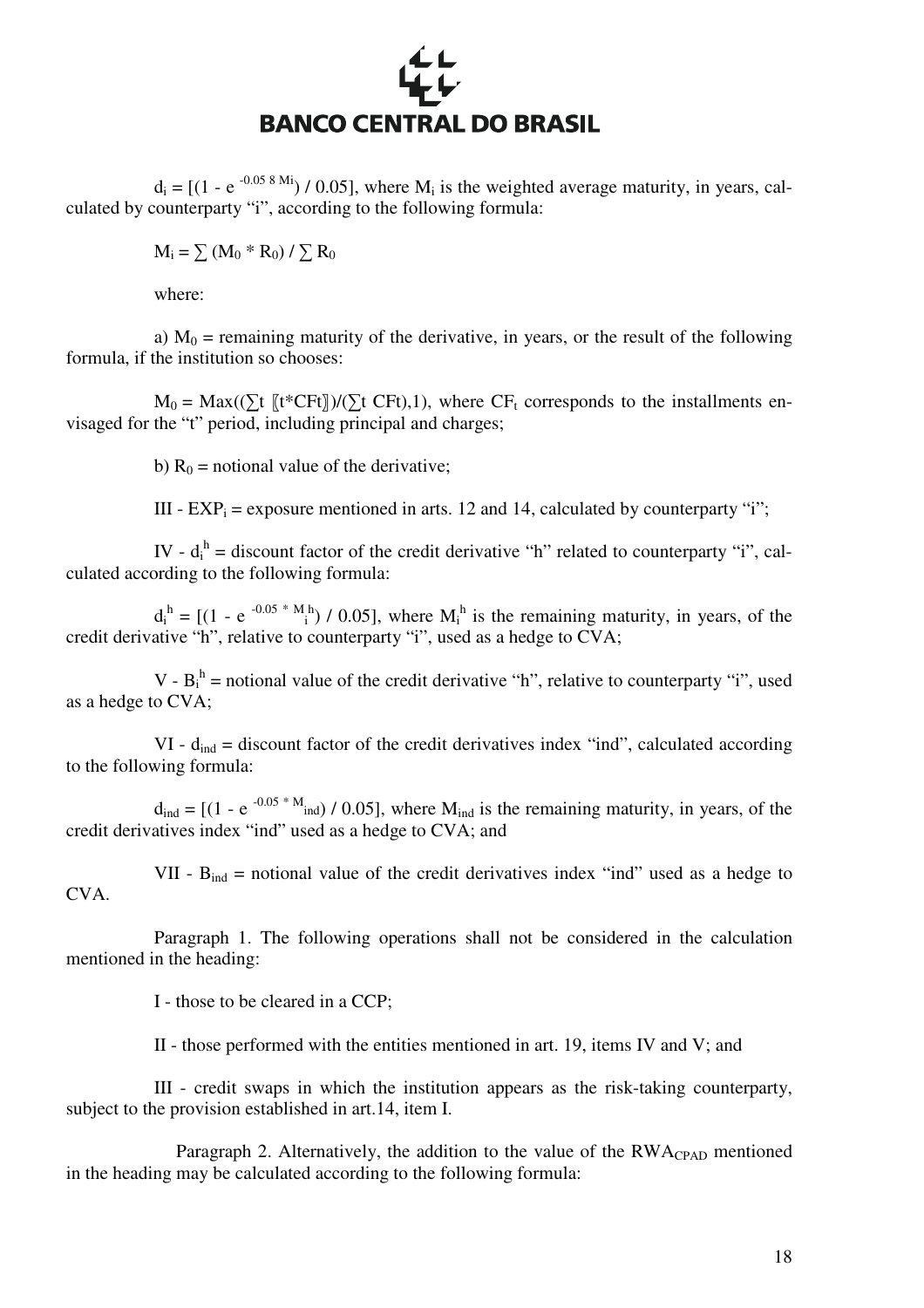$d_i = [(1 - e^{-0.05\ 8\ M_i}) / 0.05]$, where $M_i$ is the weighted average maturity, in years, calculated by counterparty "i", according to the following formula:

$M_i = \sum (M_0 * R_0) / \sum R_0$

where:

a) $M_0$ = remaining maturity of the derivative, in years, or the result of the following formula, if the institution so chooses:

$M_0 = \text{Max}((\sum t\ [\![t*CFt]\!])/(\sum t\ CFt),1)$, where $CF_t$ corresponds to the installments envisaged for the "t" period, including principal and charges;

b) $R_0$ = notional value of the derivative;

III - $EXP_i$ = exposure mentioned in arts. 12 and 14, calculated by counterparty "i";

IV - $d_i^h$ = discount factor of the credit derivative "h" related to counterparty "i", calculated according to the following formula:

$d_i^h = [(1 - e^{-0.05 * M_i^h}) / 0.05]$, where $M_i^h$ is the remaining maturity, in years, of the credit derivative "h", relative to counterparty "i", used as a hedge to CVA;

V - $B_i^h$ = notional value of the credit derivative "h", relative to counterparty "i", used as a hedge to CVA;

VI - $d_{ind}$ = discount factor of the credit derivatives index "ind", calculated according to the following formula:

$d_{ind} = [(1 - e^{-0.05 * M_{ind}}) / 0.05]$, where $M_{ind}$ is the remaining maturity, in years, of the credit derivatives index "ind" used as a hedge to CVA; and

VII - $B_{ind}$ = notional value of the credit derivatives index "ind" used as a hedge to CVA.

Paragraph 1. The following operations shall not be considered in the calculation mentioned in the heading:

I - those to be cleared in a CCP;

II - those performed with the entities mentioned in art. 19, items IV and V; and

III - credit swaps in which the institution appears as the risk-taking counterparty, subject to the provision established in art.14, item I.

Paragraph 2. Alternatively, the addition to the value of the $RWA_{CPAD}$ mentioned in the heading may be calculated according to the following formula: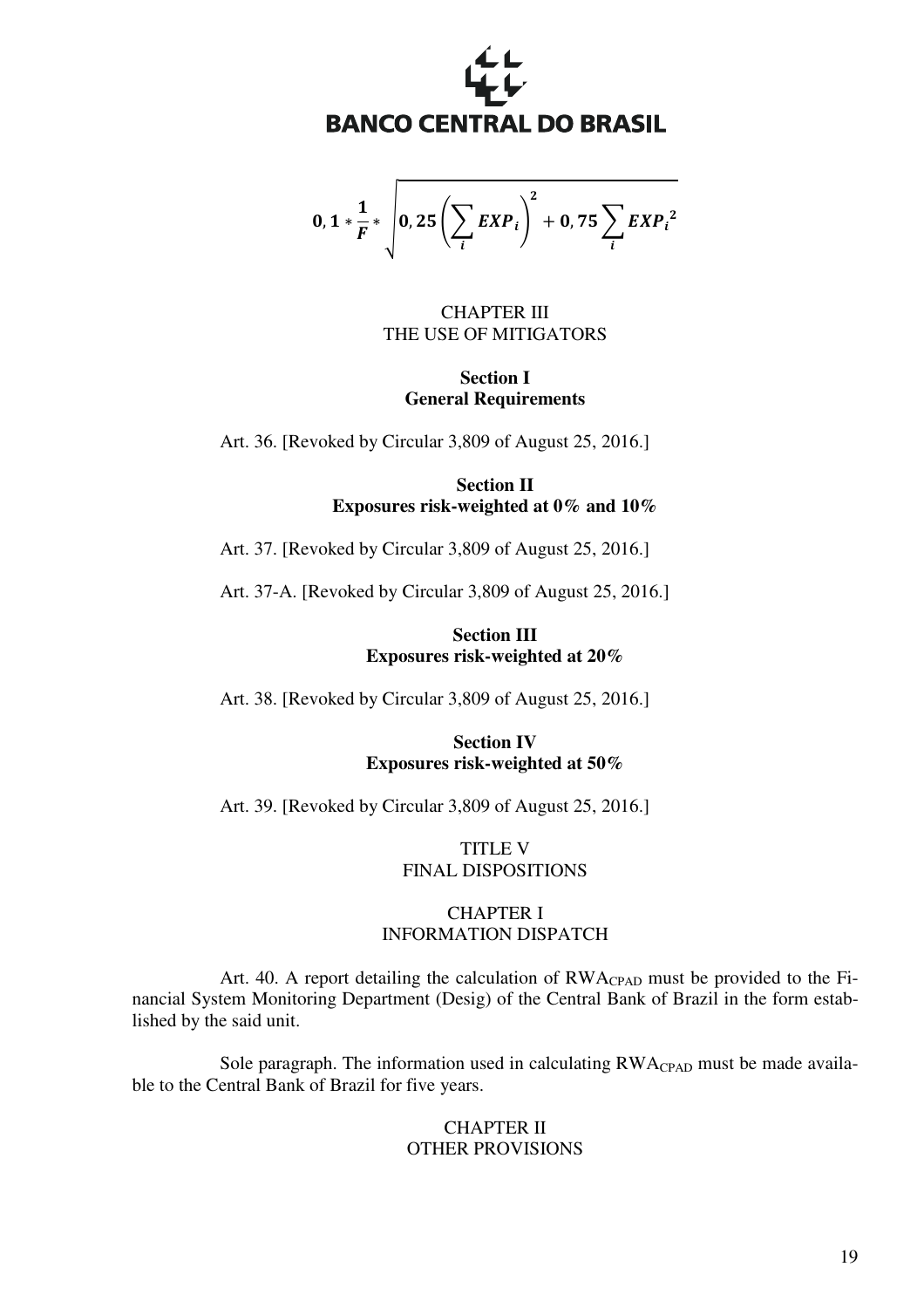$$0,1 * \frac{1}{F} * \sqrt{0,25\left(\sum_i EXP_i\right)^2 + 0,75\sum_i {EXP_i}^2}$$

## CHAPTER III
## THE USE OF MITIGATORS

### Section I
### General Requirements

Art. 36. [Revoked by Circular 3,809 of August 25, 2016.]

### Section II
### Exposures risk-weighted at 0% and 10%

Art. 37. [Revoked by Circular 3,809 of August 25, 2016.]

Art. 37-A. [Revoked by Circular 3,809 of August 25, 2016.]

### Section III
### Exposures risk-weighted at 20%

Art. 38. [Revoked by Circular 3,809 of August 25, 2016.]

### Section IV
### Exposures risk-weighted at 50%

Art. 39. [Revoked by Circular 3,809 of August 25, 2016.]

# TITLE V
# FINAL DISPOSITIONS

## CHAPTER I
## INFORMATION DISPATCH

Art. 40. A report detailing the calculation of $RWA_{CPAD}$ must be provided to the Financial System Monitoring Department (Desig) of the Central Bank of Brazil in the form established by the said unit.

Sole paragraph. The information used in calculating $RWA_{CPAD}$ must be made available to the Central Bank of Brazil for five years.

## CHAPTER II
## OTHER PROVISIONS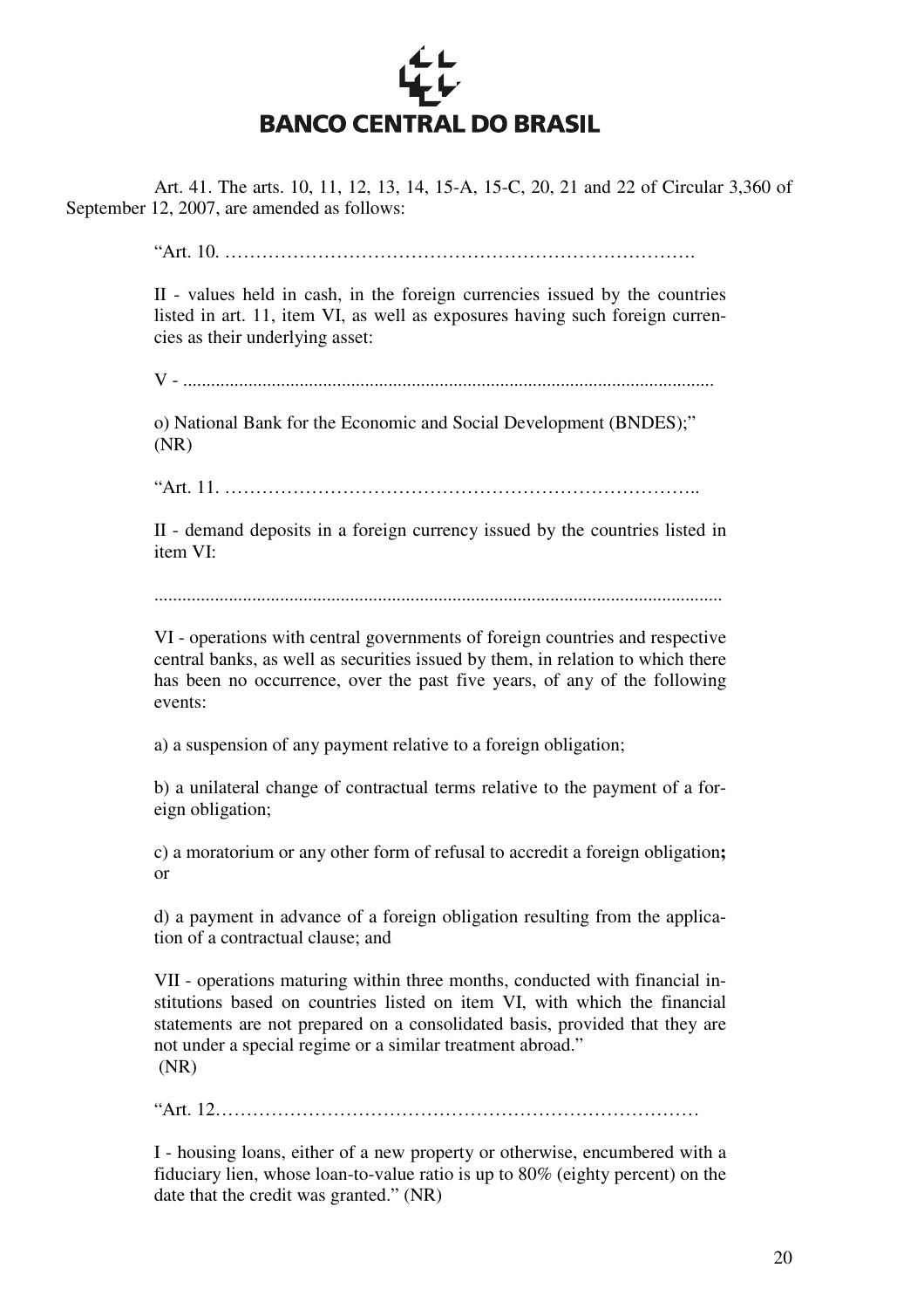Art. 41. The arts. 10, 11, 12, 13, 14, 15-A, 15-C, 20, 21 and 22 of Circular 3,360 of September 12, 2007, are amended as follows:

> "Art. 10. …………………………………………………………………….
>
> II - values held in cash, in the foreign currencies issued by the countries listed in art. 11, item VI, as well as exposures having such foreign currencies as their underlying asset:
>
> V - ................................................................................................................
>
> o) National Bank for the Economic and Social Development (BNDES);" (NR)
>
> "Art. 11. …………………………………………………………………..
>
> II - demand deposits in a foreign currency issued by the countries listed in item VI:
>
> .........................................................................................................................
>
> VI - operations with central governments of foreign countries and respective central banks, as well as securities issued by them, in relation to which there has been no occurrence, over the past five years, of any of the following events:
>
> a) a suspension of any payment relative to a foreign obligation;
>
> b) a unilateral change of contractual terms relative to the payment of a foreign obligation;
>
> c) a moratorium or any other form of refusal to accredit a foreign obligation**;** or
>
> d) a payment in advance of a foreign obligation resulting from the application of a contractual clause; and
>
> VII - operations maturing within three months, conducted with financial institutions based on countries listed on item VI, with which the financial statements are not prepared on a consolidated basis, provided that they are not under a special regime or a similar treatment abroad." (NR)
>
> "Art. 12………………………………………………………………………
>
> I - housing loans, either of a new property or otherwise, encumbered with a fiduciary lien, whose loan-to-value ratio is up to 80% (eighty percent) on the date that the credit was granted." (NR)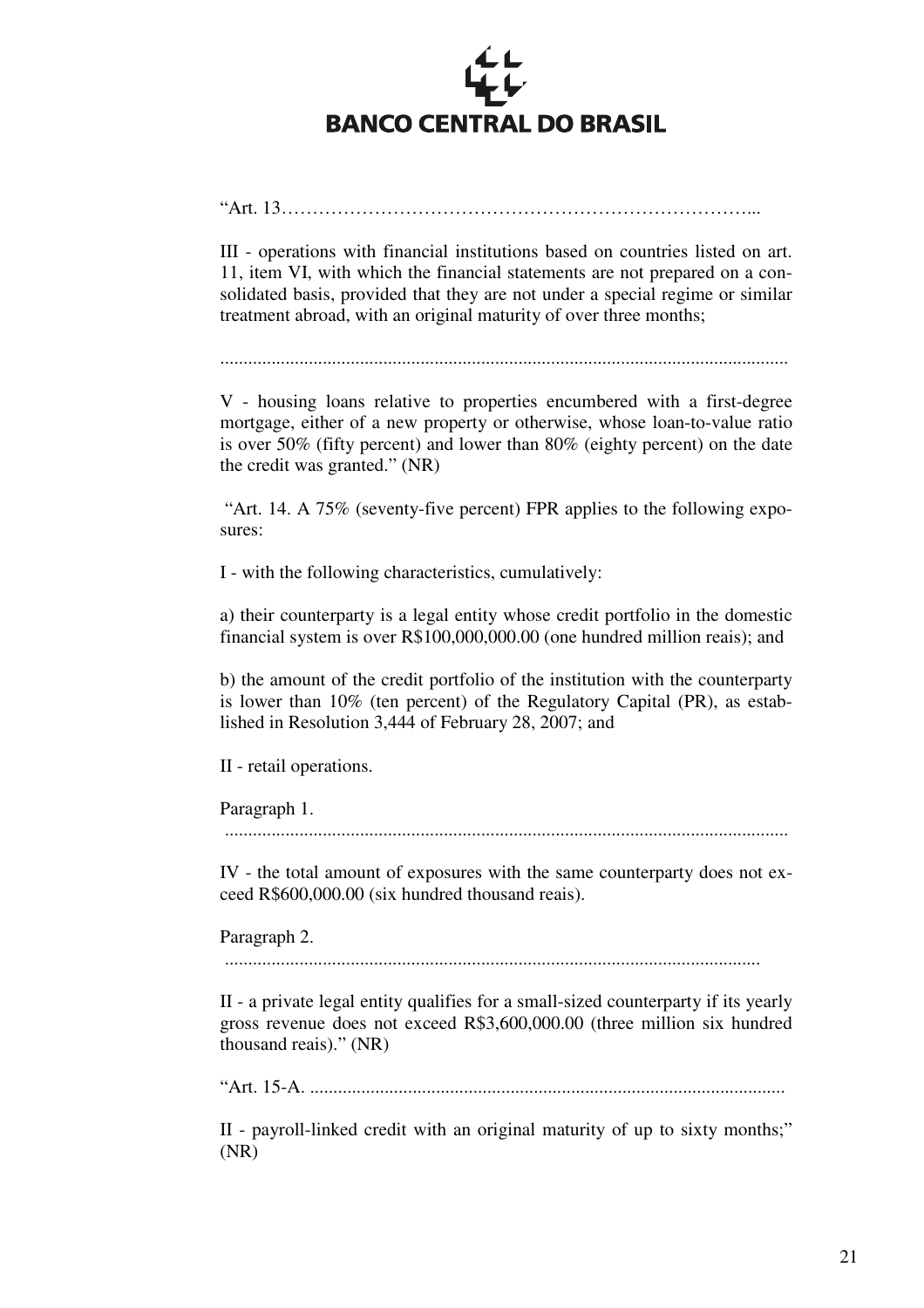"Art. 13…………………………………………………………………...

III - operations with financial institutions based on countries listed on art. 11, item VI, with which the financial statements are not prepared on a consolidated basis, provided that they are not under a special regime or similar treatment abroad, with an original maturity of over three months;

.........................................................................................................................

V - housing loans relative to properties encumbered with a first-degree mortgage, either of a new property or otherwise, whose loan-to-value ratio is over 50% (fifty percent) and lower than 80% (eighty percent) on the date the credit was granted." (NR)

"Art. 14. A 75% (seventy-five percent) FPR applies to the following exposures:

I - with the following characteristics, cumulatively:

a) their counterparty is a legal entity whose credit portfolio in the domestic financial system is over R$100,000,000.00 (one hundred million reais); and

b) the amount of the credit portfolio of the institution with the counterparty is lower than 10% (ten percent) of the Regulatory Capital (PR), as established in Resolution 3,444 of February 28, 2007; and

II - retail operations.

Paragraph 1.
.........................................................................................................................

IV - the total amount of exposures with the same counterparty does not exceed R$600,000.00 (six hundred thousand reais).

Paragraph 2.
..................................................................................................................

II - a private legal entity qualifies for a small-sized counterparty if its yearly gross revenue does not exceed R$3,600,000.00 (three million six hundred thousand reais)." (NR)

"Art. 15-A. ......................................................................................................

II - payroll-linked credit with an original maturity of up to sixty months;" (NR)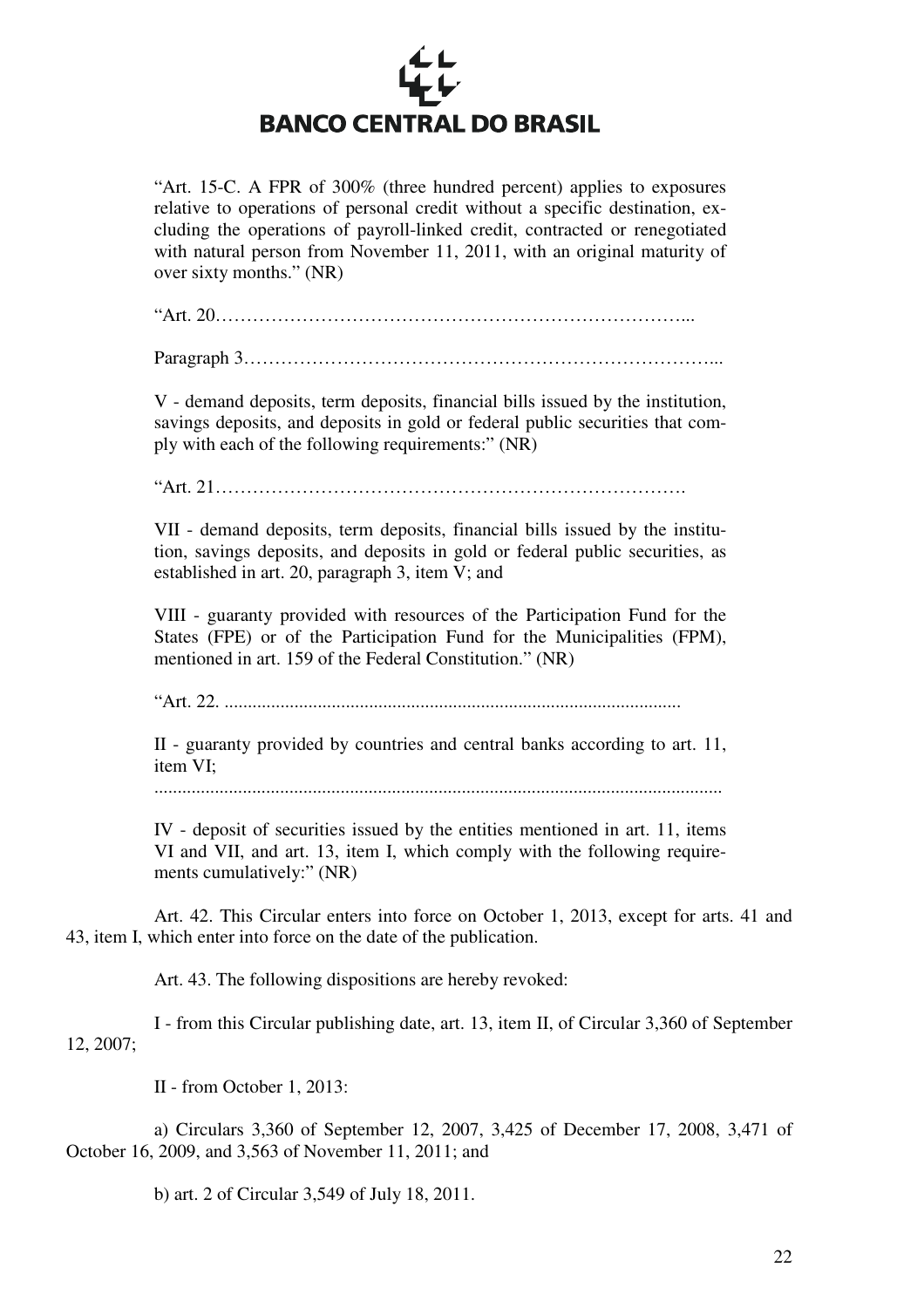"Art. 15-C. A FPR of 300% (three hundred percent) applies to exposures relative to operations of personal credit without a specific destination, excluding the operations of payroll-linked credit, contracted or renegotiated with natural person from November 11, 2011, with an original maturity of over sixty months." (NR)

"Art. 20…………………………………………………………………...

Paragraph 3…………………………………………………………………...

V - demand deposits, term deposits, financial bills issued by the institution, savings deposits, and deposits in gold or federal public securities that comply with each of the following requirements:" (NR)

"Art. 21…………………………………………………………………….

VII - demand deposits, term deposits, financial bills issued by the institution, savings deposits, and deposits in gold or federal public securities, as established in art. 20, paragraph 3, item V; and

VIII - guaranty provided with resources of the Participation Fund for the States (FPE) or of the Participation Fund for the Municipalities (FPM), mentioned in art. 159 of the Federal Constitution." (NR)

"Art. 22. ................................................................................................

II - guaranty provided by countries and central banks according to art. 11, item VI;

.........................................................................................................................

IV - deposit of securities issued by the entities mentioned in art. 11, items VI and VII, and art. 13, item I, which comply with the following requirements cumulatively:" (NR)

Art. 42. This Circular enters into force on October 1, 2013, except for arts. 41 and 43, item I, which enter into force on the date of the publication.

Art. 43. The following dispositions are hereby revoked:

I - from this Circular publishing date, art. 13, item II, of Circular 3,360 of September 12, 2007;

II - from October 1, 2013:

a) Circulars 3,360 of September 12, 2007, 3,425 of December 17, 2008, 3,471 of October 16, 2009, and 3,563 of November 11, 2011; and

b) art. 2 of Circular 3,549 of July 18, 2011.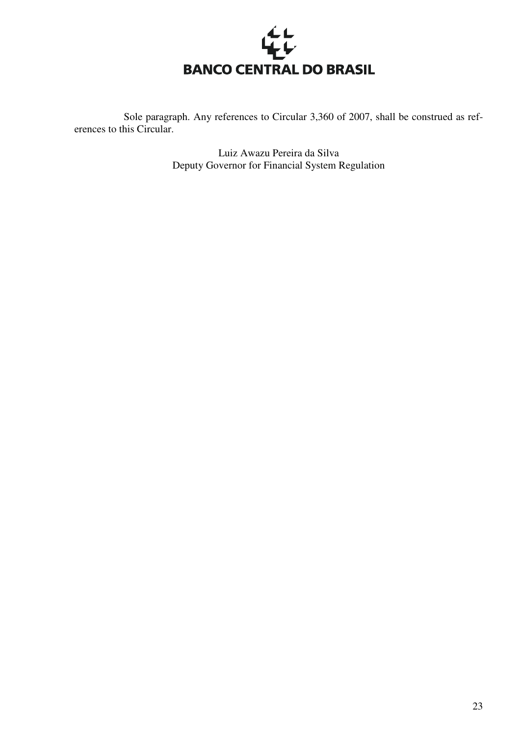Sole paragraph. Any references to Circular 3,360 of 2007, shall be construed as references to this Circular.

Luiz Awazu Pereira da Silva
Deputy Governor for Financial System Regulation